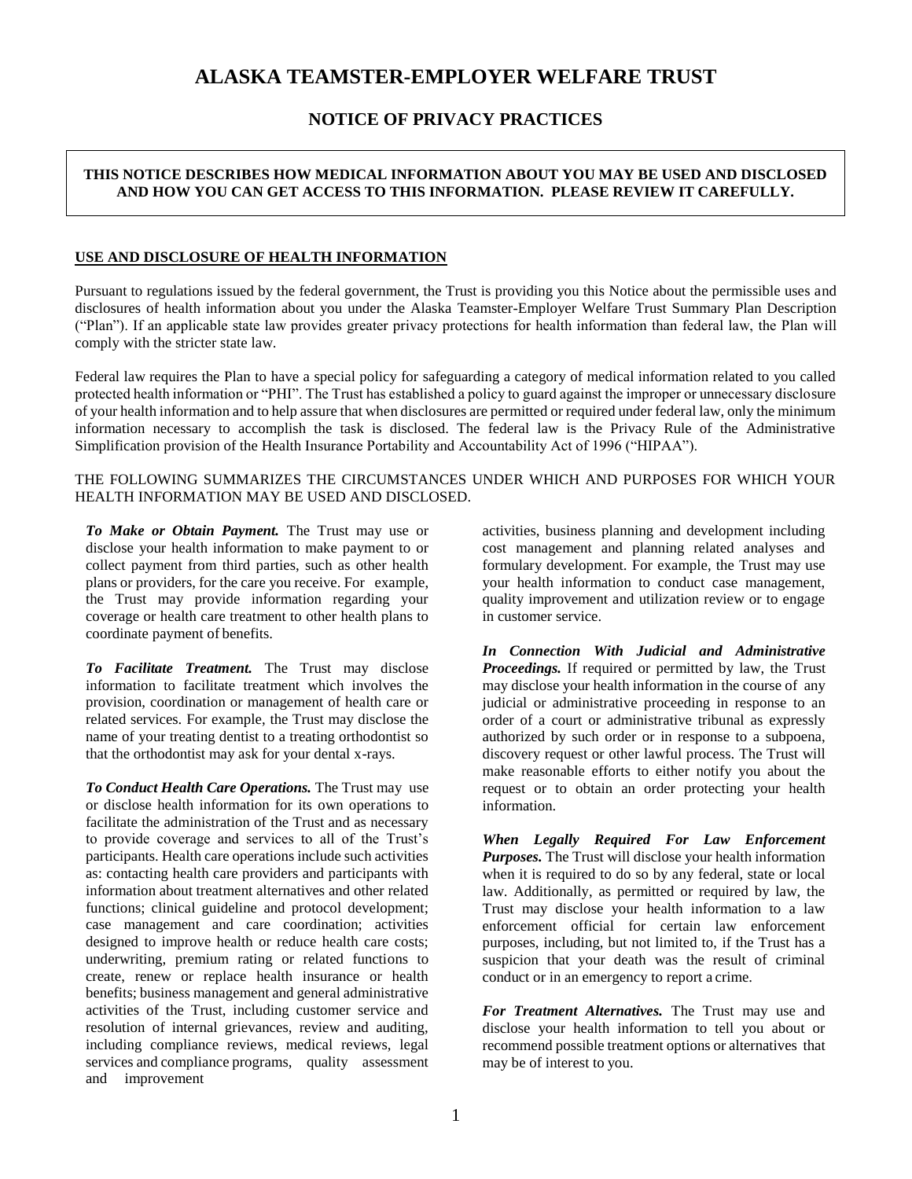# ALASKA TEAMSTER-EMPLOYER WELFARE TRUST

## NOTICE OF PRIVACY PRACTICES

**THIS NOTICE DESCRIBES HOW MEDICAL INFORMATION ABOUT YOU MAY BE USED AND DISCLOSED AND HOW YOU CAN GET ACCESS TO THIS INFORMATION. PLEASE REVIEW IT CAREFULLY.**

### USE AND DISCLOSURE OF HEALTH INFORMATION

Pursuant to regulations issued by the federal government, the Trust is providing you this Notice about the permissible uses and disclosures of health information about you under the Alaska Teamster-Employer Welfare Trust Summary Plan Description ("Plan"). If an applicable state law provides greater privacy protections for health information than federal law, the Plan will comply with the stricter state law.

Federal law requires the Plan to have a special policy for safeguarding a category of medical information related to you called protected health information or "PHI". The Trust has established a policy to guard against the improper or unnecessary disclosure of your health information and to help assure that when disclosures are permitted or required under federal law, only the minimum information necessary to accomplish the task is disclosed. The federal law is the Privacy Rule of the Administrative Simplification provision of the Health Insurance Portability and Accountability Act of 1996 ("HIPAA").

THE FOLLOWING SUMMARIZES THE CIRCUMSTANCES UNDER WHICH AND PURPOSES FOR WHICH YOUR HEALTH INFORMATION MAY BE USED AND DISCLOSED.

***To Make or Obtain Payment.*** The Trust may use or disclose your health information to make payment to or collect payment from third parties, such as other health plans or providers, for the care you receive. For example, the Trust may provide information regarding your coverage or health care treatment to other health plans to coordinate payment of benefits.

***To Facilitate Treatment.*** The Trust may disclose information to facilitate treatment which involves the provision, coordination or management of health care or related services. For example, the Trust may disclose the name of your treating dentist to a treating orthodontist so that the orthodontist may ask for your dental x-rays.

***To Conduct Health Care Operations.*** The Trust may use or disclose health information for its own operations to facilitate the administration of the Trust and as necessary to provide coverage and services to all of the Trust's participants. Health care operations include such activities as: contacting health care providers and participants with information about treatment alternatives and other related functions; clinical guideline and protocol development; case management and care coordination; activities designed to improve health or reduce health care costs; underwriting, premium rating or related functions to create, renew or replace health insurance or health benefits; business management and general administrative activities of the Trust, including customer service and resolution of internal grievances, review and auditing, including compliance reviews, medical reviews, legal services and compliance programs, quality assessment and improvement activities, business planning and development including cost management and planning related analyses and formulary development. For example, the Trust may use your health information to conduct case management, quality improvement and utilization review or to engage in customer service.

***In Connection With Judicial and Administrative Proceedings.*** If required or permitted by law, the Trust may disclose your health information in the course of any judicial or administrative proceeding in response to an order of a court or administrative tribunal as expressly authorized by such order or in response to a subpoena, discovery request or other lawful process. The Trust will make reasonable efforts to either notify you about the request or to obtain an order protecting your health information.

***When Legally Required For Law Enforcement Purposes.*** The Trust will disclose your health information when it is required to do so by any federal, state or local law. Additionally, as permitted or required by law, the Trust may disclose your health information to a law enforcement official for certain law enforcement purposes, including, but not limited to, if the Trust has a suspicion that your death was the result of criminal conduct or in an emergency to report a crime.

***For Treatment Alternatives.*** The Trust may use and disclose your health information to tell you about or recommend possible treatment options or alternatives that may be of interest to you.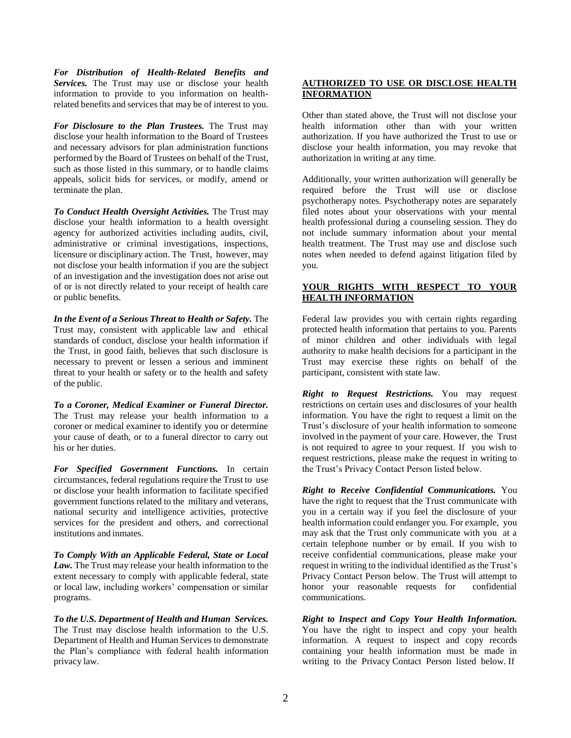***For Distribution of Health-Related Benefits and Services.*** The Trust may use or disclose your health information to provide to you information on health-related benefits and services that may be of interest to you.

***For Disclosure to the Plan Trustees.*** The Trust may disclose your health information to the Board of Trustees and necessary advisors for plan administration functions performed by the Board of Trustees on behalf of the Trust, such as those listed in this summary, or to handle claims appeals, solicit bids for services, or modify, amend or terminate the plan.

***To Conduct Health Oversight Activities.*** The Trust may disclose your health information to a health oversight agency for authorized activities including audits, civil, administrative or criminal investigations, inspections, licensure or disciplinary action. The Trust, however, may not disclose your health information if you are the subject of an investigation and the investigation does not arise out of or is not directly related to your receipt of health care or public benefits.

***In the Event of a Serious Threat to Health or Safety.*** The Trust may, consistent with applicable law and ethical standards of conduct, disclose your health information if the Trust, in good faith, believes that such disclosure is necessary to prevent or lessen a serious and imminent threat to your health or safety or to the health and safety of the public.

***To a Coroner, Medical Examiner or Funeral Director.*** The Trust may release your health information to a coroner or medical examiner to identify you or determine your cause of death, or to a funeral director to carry out his or her duties.

***For Specified Government Functions.*** In certain circumstances, federal regulations require the Trust to use or disclose your health information to facilitate specified government functions related to the military and veterans, national security and intelligence activities, protective services for the president and others, and correctional institutions and inmates.

***To Comply With an Applicable Federal, State or Local Law.*** The Trust may release your health information to the extent necessary to comply with applicable federal, state or local law, including workers' compensation or similar programs.

***To the U.S. Department of Health and Human Services.*** The Trust may disclose health information to the U.S. Department of Health and Human Services to demonstrate the Plan's compliance with federal health information privacy law.

## AUTHORIZED TO USE OR DISCLOSE HEALTH INFORMATION

Other than stated above, the Trust will not disclose your health information other than with your written authorization. If you have authorized the Trust to use or disclose your health information, you may revoke that authorization in writing at any time.

Additionally, your written authorization will generally be required before the Trust will use or disclose psychotherapy notes. Psychotherapy notes are separately filed notes about your observations with your mental health professional during a counseling session. They do not include summary information about your mental health treatment. The Trust may use and disclose such notes when needed to defend against litigation filed by you.

## YOUR RIGHTS WITH RESPECT TO YOUR HEALTH INFORMATION

Federal law provides you with certain rights regarding protected health information that pertains to you. Parents of minor children and other individuals with legal authority to make health decisions for a participant in the Trust may exercise these rights on behalf of the participant, consistent with state law.

***Right to Request Restrictions.*** You may request restrictions on certain uses and disclosures of your health information. You have the right to request a limit on the Trust's disclosure of your health information to someone involved in the payment of your care. However, the Trust is not required to agree to your request. If you wish to request restrictions, please make the request in writing to the Trust's Privacy Contact Person listed below.

***Right to Receive Confidential Communications.*** You have the right to request that the Trust communicate with you in a certain way if you feel the disclosure of your health information could endanger you. For example, you may ask that the Trust only communicate with you at a certain telephone number or by email. If you wish to receive confidential communications, please make your request in writing to the individual identified as the Trust's Privacy Contact Person below. The Trust will attempt to honor your reasonable requests for confidential communications.

***Right to Inspect and Copy Your Health Information.*** You have the right to inspect and copy your health information. A request to inspect and copy records containing your health information must be made in writing to the Privacy Contact Person listed below. If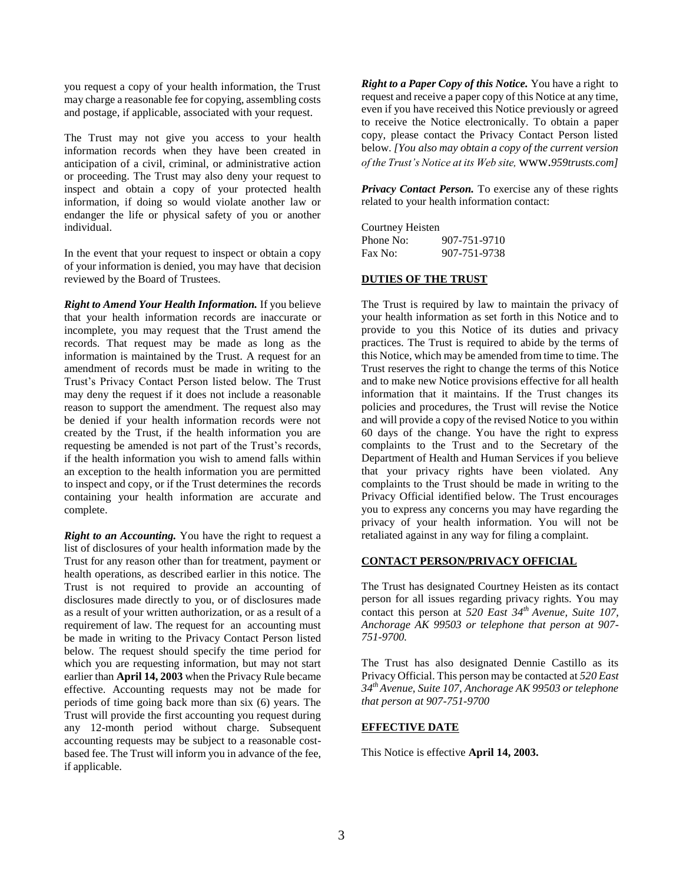you request a copy of your health information, the Trust may charge a reasonable fee for copying, assembling costs and postage, if applicable, associated with your request.

The Trust may not give you access to your health information records when they have been created in anticipation of a civil, criminal, or administrative action or proceeding. The Trust may also deny your request to inspect and obtain a copy of your protected health information, if doing so would violate another law or endanger the life or physical safety of you or another individual.

In the event that your request to inspect or obtain a copy of your information is denied, you may have that decision reviewed by the Board of Trustees.

***Right to Amend Your Health Information.*** If you believe that your health information records are inaccurate or incomplete, you may request that the Trust amend the records. That request may be made as long as the information is maintained by the Trust. A request for an amendment of records must be made in writing to the Trust's Privacy Contact Person listed below. The Trust may deny the request if it does not include a reasonable reason to support the amendment. The request also may be denied if your health information records were not created by the Trust, if the health information you are requesting be amended is not part of the Trust's records, if the health information you wish to amend falls within an exception to the health information you are permitted to inspect and copy, or if the Trust determines the records containing your health information are accurate and complete.

***Right to an Accounting.*** You have the right to request a list of disclosures of your health information made by the Trust for any reason other than for treatment, payment or health operations, as described earlier in this notice. The Trust is not required to provide an accounting of disclosures made directly to you, or of disclosures made as a result of your written authorization, or as a result of a requirement of law. The request for an accounting must be made in writing to the Privacy Contact Person listed below. The request should specify the time period for which you are requesting information, but may not start earlier than **April 14, 2003** when the Privacy Rule became effective. Accounting requests may not be made for periods of time going back more than six (6) years. The Trust will provide the first accounting you request during any 12-month period without charge. Subsequent accounting requests may be subject to a reasonable cost-based fee. The Trust will inform you in advance of the fee, if applicable.

***Right to a Paper Copy of this Notice.*** You have a right to request and receive a paper copy of this Notice at any time, even if you have received this Notice previously or agreed to receive the Notice electronically. To obtain a paper copy, please contact the Privacy Contact Person listed below. *[You also may obtain a copy of the current version of the Trust's Notice at its Web site,* www.*959trusts.com]*

***Privacy Contact Person.*** To exercise any of these rights related to your health information contact:

Courtney Heisten
Phone No: 907-751-9710
Fax No: 907-751-9738

## DUTIES OF THE TRUST

The Trust is required by law to maintain the privacy of your health information as set forth in this Notice and to provide to you this Notice of its duties and privacy practices. The Trust is required to abide by the terms of this Notice, which may be amended from time to time. The Trust reserves the right to change the terms of this Notice and to make new Notice provisions effective for all health information that it maintains. If the Trust changes its policies and procedures, the Trust will revise the Notice and will provide a copy of the revised Notice to you within 60 days of the change. You have the right to express complaints to the Trust and to the Secretary of the Department of Health and Human Services if you believe that your privacy rights have been violated. Any complaints to the Trust should be made in writing to the Privacy Official identified below. The Trust encourages you to express any concerns you may have regarding the privacy of your health information. You will not be retaliated against in any way for filing a complaint.

## CONTACT PERSON/PRIVACY OFFICIAL

The Trust has designated Courtney Heisten as its contact person for all issues regarding privacy rights. You may contact this person at *520 East 34th Avenue, Suite 107, Anchorage AK 99503 or telephone that person at 907-751-9700.*

The Trust has also designated Dennie Castillo as its Privacy Official. This person may be contacted at *520 East 34th Avenue, Suite 107, Anchorage AK 99503 or telephone that person at 907-751-9700*

## EFFECTIVE DATE

This Notice is effective **April 14, 2003.**